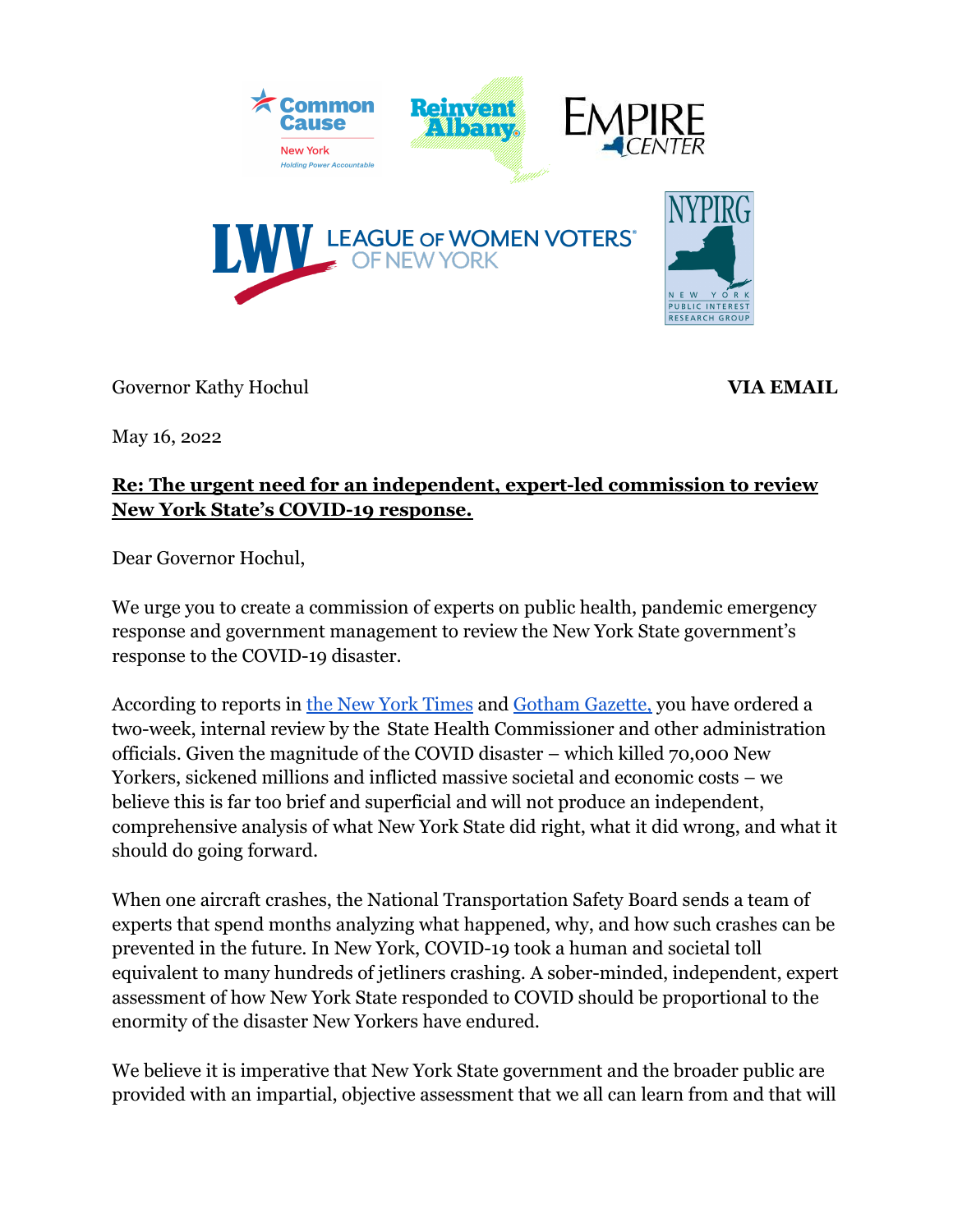Governor Kathy Hochul **VIA EMAIL**

May 16, 2022

**Re: The urgent need for an independent, expert-led commission to review New York State's COVID-19 response.**

Dear Governor Hochul,

We urge you to create a commission of experts on public health, pandemic emergency response and government management to review the New York State government's response to the COVID-19 disaster.

According to reports in the New York Times and Gotham Gazette, you have ordered a two-week, internal review by the State Health Commissioner and other administration officials. Given the magnitude of the COVID disaster – which killed 70,000 New Yorkers, sickened millions and inflicted massive societal and economic costs – we believe this is far too brief and superficial and will not produce an independent, comprehensive analysis of what New York State did right, what it did wrong, and what it should do going forward.

When one aircraft crashes, the National Transportation Safety Board sends a team of experts that spend months analyzing what happened, why, and how such crashes can be prevented in the future. In New York, COVID-19 took a human and societal toll equivalent to many hundreds of jetliners crashing. A sober-minded, independent, expert assessment of how New York State responded to COVID should be proportional to the enormity of the disaster New Yorkers have endured.

We believe it is imperative that New York State government and the broader public are provided with an impartial, objective assessment that we all can learn from and that will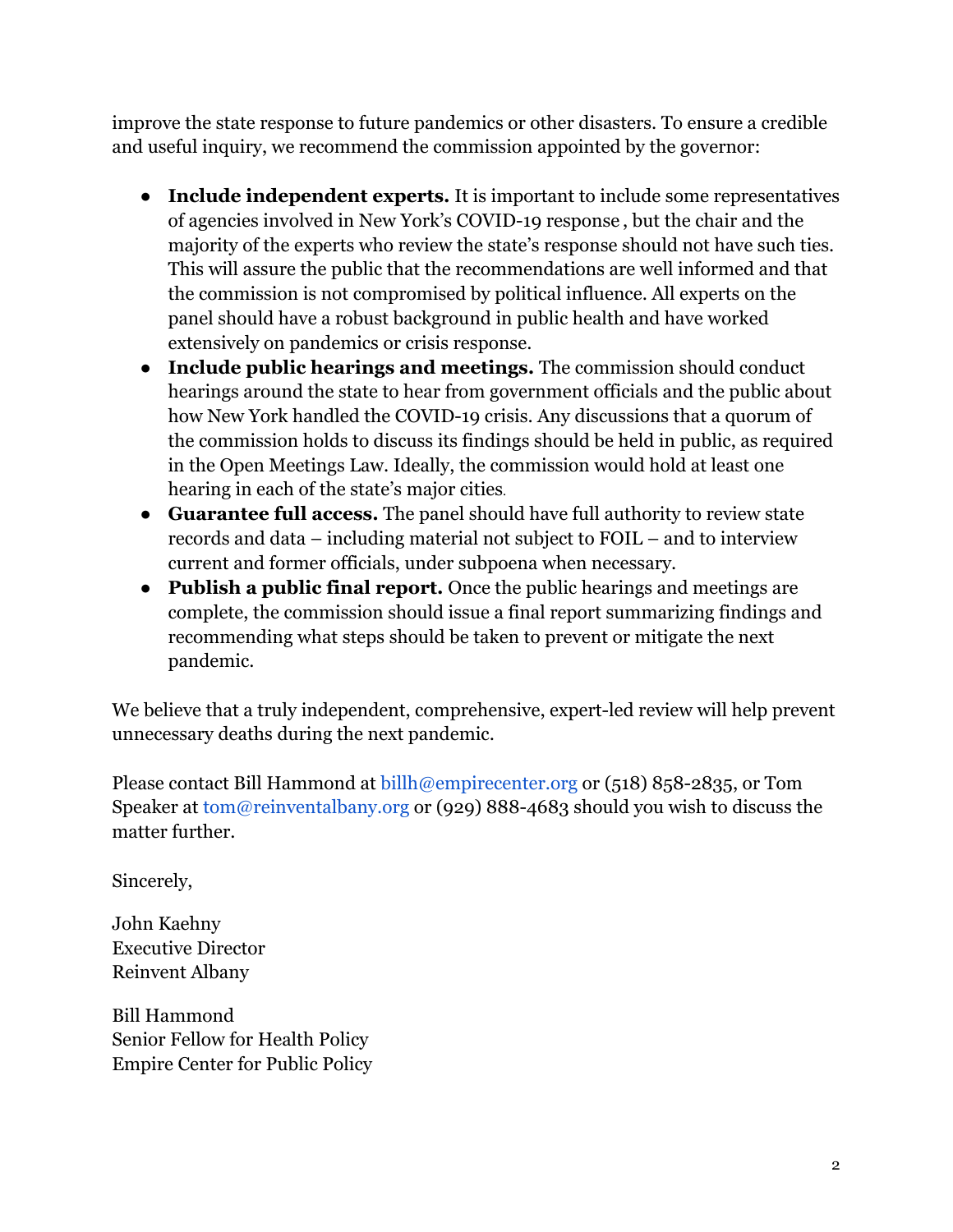improve the state response to future pandemics or other disasters. To ensure a credible and useful inquiry, we recommend the commission appointed by the governor:

- **Include independent experts.** It is important to include some representatives of agencies involved in New York's COVID-19 response , but the chair and the majority of the experts who review the state's response should not have such ties. This will assure the public that the recommendations are well informed and that the commission is not compromised by political influence. All experts on the panel should have a robust background in public health and have worked extensively on pandemics or crisis response.
- **Include public hearings and meetings.** The commission should conduct hearings around the state to hear from government officials and the public about how New York handled the COVID-19 crisis. Any discussions that a quorum of the commission holds to discuss its findings should be held in public, as required in the Open Meetings Law. Ideally, the commission would hold at least one hearing in each of the state's major cities.
- **Guarantee full access.** The panel should have full authority to review state records and data – including material not subject to FOIL – and to interview current and former officials, under subpoena when necessary.
- **Publish a public final report.** Once the public hearings and meetings are complete, the commission should issue a final report summarizing findings and recommending what steps should be taken to prevent or mitigate the next pandemic.

We believe that a truly independent, comprehensive, expert-led review will help prevent unnecessary deaths during the next pandemic.

Please contact Bill Hammond at billh@empirecenter.org or (518) 858-2835, or Tom Speaker at tom@reinventalbany.org or (929) 888-4683 should you wish to discuss the matter further.

Sincerely,

John Kaehny
Executive Director
Reinvent Albany

Bill Hammond
Senior Fellow for Health Policy
Empire Center for Public Policy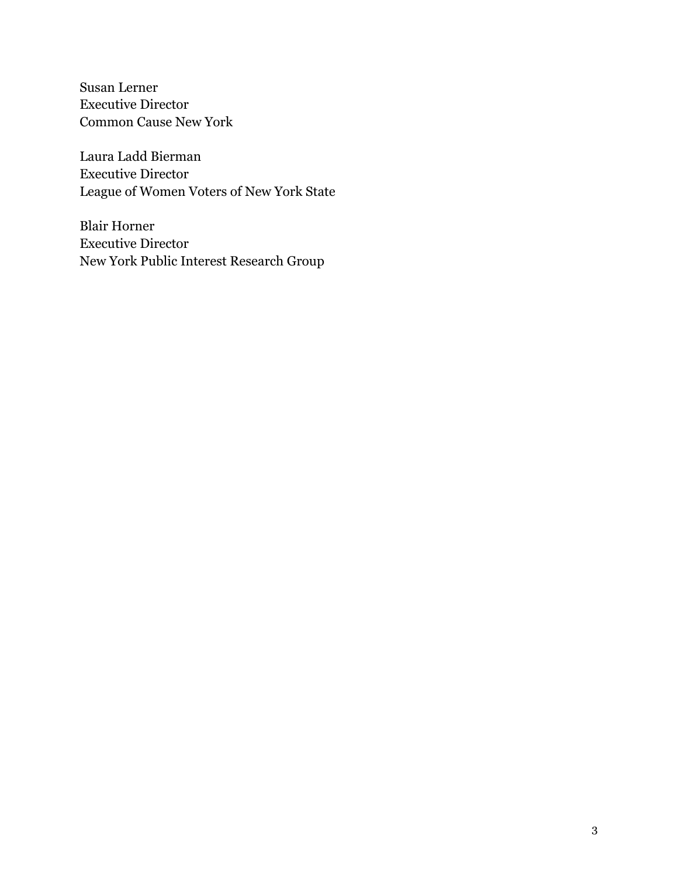Susan Lerner
Executive Director
Common Cause New York

Laura Ladd Bierman
Executive Director
League of Women Voters of New York State

Blair Horner
Executive Director
New York Public Interest Research Group